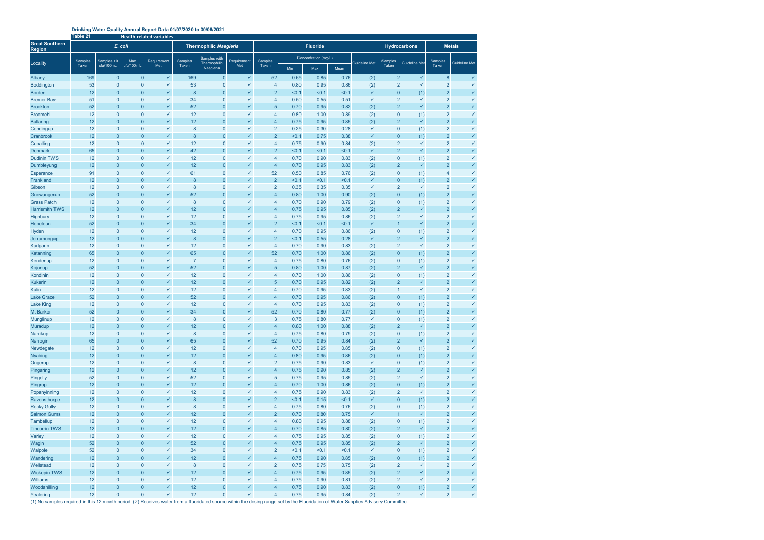**Drinking Water Quality Annual Report Data 01/07/2020 to 30/06/2021**

**Table 21** **Health related variables**

| Great Southern Region | *E. coli* | | | | Thermophilic *Naegleria* | | | Fluoride | | | | | Hydrocarbons | | Metals | |
|---|---|---|---|---|---|---|---|---|---|---|---|---|---|---|---|---|
| | | | | | | | | | Concentration (mg/L) | | | | | | | |
| Locality | Samples Taken | Samples >0 cfu/100mL | Max cfu/100mL | Requirement Met | Samples Taken | Samples with Thermophilic Naegleria | Requirement Met | Samples Taken | Min | Max | Mean | Guideline Met | Samples Taken | Guideline Met | Samples Taken | Guideline Met |
| Albany | 169 | 0 | 0 | ✓ | 169 | 0 | ✓ | 52 | 0.65 | 0.85 | 0.76 | (2) | 2 | ✓ | 8 | ✓ |
| Boddington | 53 | 0 | 0 | ✓ | 53 | 0 | ✓ | 4 | 0.80 | 0.95 | 0.86 | (2) | 2 | ✓ | 2 | ✓ |
| Borden | 12 | 0 | 0 | ✓ | 8 | 0 | ✓ | 2 | <0.1 | <0.1 | <0.1 | ✓ | 0 | (1) | 2 | ✓ |
| Bremer Bay | 51 | 0 | 0 | ✓ | 34 | 0 | ✓ | 4 | 0.50 | 0.55 | 0.51 | ✓ | 2 | ✓ | 2 | ✓ |
| Brookton | 52 | 0 | 0 | ✓ | 52 | 0 | ✓ | 5 | 0.70 | 0.95 | 0.82 | (2) | 2 | ✓ | 2 | ✓ |
| Broomehill | 12 | 0 | 0 | ✓ | 12 | 0 | ✓ | 4 | 0.80 | 1.00 | 0.89 | (2) | 0 | (1) | 2 | ✓ |
| Bullaring | 12 | 0 | 0 | ✓ | 12 | 0 | ✓ | 4 | 0.75 | 0.95 | 0.85 | (2) | 2 | ✓ | 2 | ✓ |
| Condingup | 12 | 0 | 0 | ✓ | 8 | 0 | ✓ | 2 | 0.25 | 0.30 | 0.28 | ✓ | 0 | (1) | 2 | ✓ |
| Cranbrook | 12 | 0 | 0 | ✓ | 8 | 0 | ✓ | 2 | <0.1 | 0.75 | 0.38 | ✓ | 0 | (1) | 2 | ✓ |
| Cuballing | 12 | 0 | 0 | ✓ | 12 | 0 | ✓ | 4 | 0.75 | 0.90 | 0.84 | (2) | 2 | ✓ | 2 | ✓ |
| Denmark | 65 | 0 | 0 | ✓ | 42 | 0 | ✓ | 2 | <0.1 | <0.1 | <0.1 | ✓ | 2 | ✓ | 2 | ✓ |
| Dudinin TWS | 12 | 0 | 0 | ✓ | 12 | 0 | ✓ | 4 | 0.70 | 0.90 | 0.83 | (2) | 0 | (1) | 2 | ✓ |
| Dumbleyung | 12 | 0 | 0 | ✓ | 12 | 0 | ✓ | 4 | 0.70 | 0.95 | 0.83 | (2) | 2 | ✓ | 2 | ✓ |
| Esperance | 91 | 0 | 0 | ✓ | 61 | 0 | ✓ | 52 | 0.50 | 0.85 | 0.76 | (2) | 0 | (1) | 4 | ✓ |
| Frankland | 12 | 0 | 0 | ✓ | 8 | 0 | ✓ | 2 | <0.1 | <0.1 | <0.1 | ✓ | 0 | (1) | 2 | ✓ |
| Gibson | 12 | 0 | 0 | ✓ | 8 | 0 | ✓ | 2 | 0.35 | 0.35 | 0.35 | ✓ | 2 | ✓ | 2 | ✓ |
| Gnowangerup | 52 | 0 | 0 | ✓ | 52 | 0 | ✓ | 4 | 0.80 | 1.00 | 0.90 | (2) | 0 | (1) | 2 | ✓ |
| Grass Patch | 12 | 0 | 0 | ✓ | 8 | 0 | ✓ | 4 | 0.70 | 0.90 | 0.79 | (2) | 0 | (1) | 2 | ✓ |
| Harrismith TWS | 12 | 0 | 0 | ✓ | 12 | 0 | ✓ | 4 | 0.75 | 0.95 | 0.85 | (2) | 2 | ✓ | 2 | ✓ |
| Highbury | 12 | 0 | 0 | ✓ | 12 | 0 | ✓ | 4 | 0.75 | 0.95 | 0.86 | (2) | 2 | ✓ | 2 | ✓ |
| Hopetoun | 52 | 0 | 0 | ✓ | 34 | 0 | ✓ | 2 | <0.1 | <0.1 | <0.1 | ✓ | 1 | ✓ | 2 | ✓ |
| Hyden | 12 | 0 | 0 | ✓ | 12 | 0 | ✓ | 4 | 0.70 | 0.95 | 0.86 | (2) | 0 | (1) | 2 | ✓ |
| Jerramungup | 12 | 0 | 0 | ✓ | 8 | 0 | ✓ | 2 | <0.1 | 0.55 | 0.28 | ✓ | 2 | ✓ | 2 | ✓ |
| Karlgarin | 12 | 0 | 0 | ✓ | 12 | 0 | ✓ | 4 | 0.70 | 0.90 | 0.83 | (2) | 2 | ✓ | 2 | ✓ |
| Katanning | 65 | 0 | 0 | ✓ | 65 | 0 | ✓ | 52 | 0.70 | 1.00 | 0.86 | (2) | 0 | (1) | 2 | ✓ |
| Kendenup | 12 | 0 | 0 | ✓ | 7 | 0 | ✓ | 4 | 0.75 | 0.80 | 0.76 | (2) | 0 | (1) | 2 | ✓ |
| Kojonup | 52 | 0 | 0 | ✓ | 52 | 0 | ✓ | 5 | 0.80 | 1.00 | 0.87 | (2) | 2 | ✓ | 2 | ✓ |
| Kondinin | 12 | 0 | 0 | ✓ | 12 | 0 | ✓ | 4 | 0.70 | 1.00 | 0.86 | (2) | 0 | (1) | 2 | ✓ |
| Kukerin | 12 | 0 | 0 | ✓ | 12 | 0 | ✓ | 5 | 0.70 | 0.95 | 0.82 | (2) | 2 | ✓ | 2 | ✓ |
| Kulin | 12 | 0 | 0 | ✓ | 12 | 0 | ✓ | 4 | 0.70 | 0.95 | 0.83 | (2) | 1 | ✓ | 2 | ✓ |
| Lake Grace | 52 | 0 | 0 | ✓ | 52 | 0 | ✓ | 4 | 0.70 | 0.95 | 0.86 | (2) | 0 | (1) | 2 | ✓ |
| Lake King | 12 | 0 | 0 | ✓ | 12 | 0 | ✓ | 4 | 0.70 | 0.95 | 0.83 | (2) | 0 | (1) | 2 | ✓ |
| Mt Barker | 52 | 0 | 0 | ✓ | 34 | 0 | ✓ | 52 | 0.70 | 0.80 | 0.77 | (2) | 0 | (1) | 2 | ✓ |
| Munglinup | 12 | 0 | 0 | ✓ | 8 | 0 | ✓ | 3 | 0.75 | 0.80 | 0.77 | ✓ | 0 | (1) | 2 | ✓ |
| Muradup | 12 | 0 | 0 | ✓ | 12 | 0 | ✓ | 4 | 0.80 | 1.00 | 0.88 | (2) | 2 | ✓ | 2 | ✓ |
| Narrikup | 12 | 0 | 0 | ✓ | 8 | 0 | ✓ | 4 | 0.75 | 0.80 | 0.79 | (2) | 0 | (1) | 2 | ✓ |
| Narrogin | 65 | 0 | 0 | ✓ | 65 | 0 | ✓ | 52 | 0.70 | 0.95 | 0.84 | (2) | 2 | ✓ | 2 | ✓ |
| Newdegate | 12 | 0 | 0 | ✓ | 12 | 0 | ✓ | 4 | 0.70 | 0.95 | 0.85 | (2) | 0 | (1) | 2 | ✓ |
| Nyabing | 12 | 0 | 0 | ✓ | 12 | 0 | ✓ | 4 | 0.80 | 0.95 | 0.86 | (2) | 0 | (1) | 2 | ✓ |
| Ongerup | 12 | 0 | 0 | ✓ | 8 | 0 | ✓ | 2 | 0.75 | 0.90 | 0.83 | ✓ | 0 | (1) | 2 | ✓ |
| Pingaring | 12 | 0 | 0 | ✓ | 12 | 0 | ✓ | 4 | 0.75 | 0.90 | 0.85 | (2) | 2 | ✓ | 2 | ✓ |
| Pingelly | 52 | 0 | 0 | ✓ | 52 | 0 | ✓ | 5 | 0.75 | 0.95 | 0.85 | (2) | 2 | ✓ | 2 | ✓ |
| Pingrup | 12 | 0 | 0 | ✓ | 12 | 0 | ✓ | 4 | 0.70 | 1.00 | 0.86 | (2) | 0 | (1) | 2 | ✓ |
| Popanyinning | 12 | 0 | 0 | ✓ | 12 | 0 | ✓ | 4 | 0.75 | 0.90 | 0.83 | (2) | 2 | ✓ | 2 | ✓ |
| Ravensthorpe | 12 | 0 | 0 | ✓ | 8 | 0 | ✓ | 2 | <0.1 | 0.15 | <0.1 | ✓ | 0 | (1) | 2 | ✓ |
| Rocky Gully | 12 | 0 | 0 | ✓ | 8 | 0 | ✓ | 4 | 0.75 | 0.80 | 0.76 | (2) | 0 | (1) | 2 | ✓ |
| Salmon Gums | 12 | 0 | 0 | ✓ | 12 | 0 | ✓ | 2 | 0.70 | 0.80 | 0.75 | ✓ | 1 | ✓ | 2 | ✓ |
| Tambellup | 12 | 0 | 0 | ✓ | 12 | 0 | ✓ | 4 | 0.80 | 0.95 | 0.88 | (2) | 0 | (1) | 2 | ✓ |
| Tincurrin TWS | 12 | 0 | 0 | ✓ | 12 | 0 | ✓ | 4 | 0.70 | 0.85 | 0.80 | (2) | 2 | ✓ | 2 | ✓ |
| Varley | 12 | 0 | 0 | ✓ | 12 | 0 | ✓ | 4 | 0.75 | 0.95 | 0.85 | (2) | 0 | (1) | 2 | ✓ |
| Wagin | 52 | 0 | 0 | ✓ | 52 | 0 | ✓ | 4 | 0.75 | 0.95 | 0.85 | (2) | 2 | ✓ | 2 | ✓ |
| Walpole | 52 | 0 | 0 | ✓ | 34 | 0 | ✓ | 2 | <0.1 | <0.1 | <0.1 | ✓ | 0 | (1) | 2 | ✓ |
| Wandering | 12 | 0 | 0 | ✓ | 12 | 0 | ✓ | 4 | 0.75 | 0.90 | 0.85 | (2) | 0 | (1) | 2 | ✓ |
| Wellstead | 12 | 0 | 0 | ✓ | 8 | 0 | ✓ | 2 | 0.75 | 0.75 | 0.75 | (2) | 2 | ✓ | 2 | ✓ |
| Wickepin TWS | 12 | 0 | 0 | ✓ | 12 | 0 | ✓ | 4 | 0.75 | 0.95 | 0.85 | (2) | 2 | ✓ | 2 | ✓ |
| Williams | 12 | 0 | 0 | ✓ | 12 | 0 | ✓ | 4 | 0.75 | 0.90 | 0.81 | (2) | 2 | ✓ | 2 | ✓ |
| Woodanilling | 12 | 0 | 0 | ✓ | 12 | 0 | ✓ | 4 | 0.75 | 0.90 | 0.83 | (2) | 0 | (1) | 2 | ✓ |
| Yealering | 12 | 0 | 0 | ✓ | 12 | 0 | ✓ | 4 | 0.75 | 0.95 | 0.84 | (2) | 2 | ✓ | 2 | ✓ |

(1) No samples required in this 12 month period. (2) Receives water from a fluoridated source within the dosing range set by the Fluoridation of Water Supplies Advisory Committee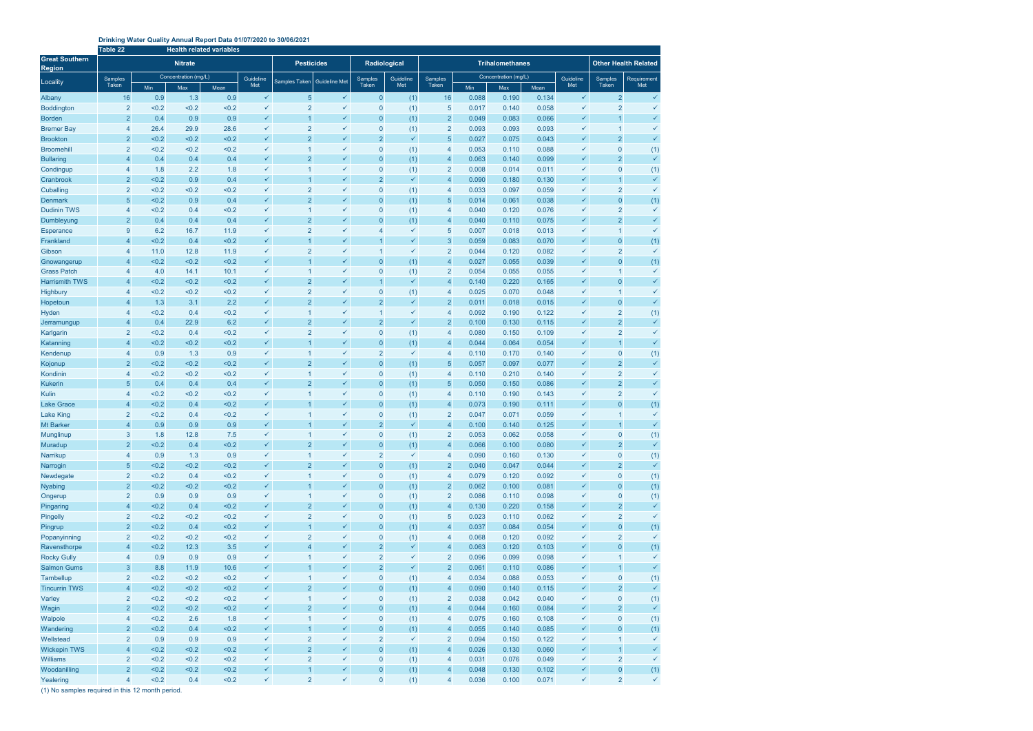**Drinking Water Quality Annual Report Data 01/07/2020 to 30/06/2021**

**Table 22 Health related variables**

| Great Southern Region | Nitrate | | | | | Pesticides | | Radiological | | Trihalomethanes | | | | | Other Health Related | |
|---|---|---|---|---|---|---|---|---|---|---|---|---|---|---|---|---|
| Locality | Samples Taken | Concentration (mg/L) Min | Max | Mean | Guideline Met | Samples Taken | Guideline Met | Samples Taken | Guideline Met | Samples Taken | Concentration (mg/L) Min | Max | Mean | Guideline Met | Samples Taken | Requirement Met |
| Albany | 16 | 0.9 | 1.3 | 0.9 | ✓ | 5 | ✓ | 0 | (1) | 16 | 0.088 | 0.190 | 0.134 | ✓ | 2 | ✓ |
| Boddington | 2 | <0.2 | <0.2 | <0.2 | ✓ | 2 | ✓ | 0 | (1) | 5 | 0.017 | 0.140 | 0.058 | ✓ | 2 | ✓ |
| Borden | 2 | 0.4 | 0.9 | 0.9 | ✓ | 1 | ✓ | 0 | (1) | 2 | 0.049 | 0.083 | 0.066 | ✓ | 1 | ✓ |
| Bremer Bay | 4 | 26.4 | 29.9 | 28.6 | ✓ | 2 | ✓ | 0 | (1) | 2 | 0.093 | 0.093 | 0.093 | ✓ | 1 | ✓ |
| Brookton | 2 | <0.2 | <0.2 | <0.2 | ✓ | 2 | ✓ | 2 | ✓ | 5 | 0.027 | 0.075 | 0.043 | ✓ | 2 | ✓ |
| Broomehill | 2 | <0.2 | <0.2 | <0.2 | ✓ | 1 | ✓ | 0 | (1) | 4 | 0.053 | 0.110 | 0.088 | ✓ | 0 | (1) |
| Bullaring | 4 | 0.4 | 0.4 | 0.4 | ✓ | 2 | ✓ | 0 | (1) | 4 | 0.063 | 0.140 | 0.099 | ✓ | 2 | ✓ |
| Condingup | 4 | 1.8 | 2.2 | 1.8 | ✓ | 1 | ✓ | 0 | (1) | 2 | 0.008 | 0.014 | 0.011 | ✓ | 0 | (1) |
| Cranbrook | 2 | <0.2 | 0.9 | 0.4 | ✓ | 1 | ✓ | 2 | ✓ | 4 | 0.090 | 0.180 | 0.130 | ✓ | 1 | ✓ |
| Cuballing | 2 | <0.2 | <0.2 | <0.2 | ✓ | 2 | ✓ | 0 | (1) | 4 | 0.033 | 0.097 | 0.059 | ✓ | 2 | ✓ |
| Denmark | 5 | <0.2 | 0.9 | 0.4 | ✓ | 2 | ✓ | 0 | (1) | 5 | 0.014 | 0.061 | 0.038 | ✓ | 0 | (1) |
| Dudinin TWS | 4 | <0.2 | 0.4 | <0.2 | ✓ | 1 | ✓ | 0 | (1) | 4 | 0.040 | 0.120 | 0.076 | ✓ | 2 | ✓ |
| Dumbleyung | 2 | 0.4 | 0.4 | 0.4 | ✓ | 2 | ✓ | 0 | (1) | 4 | 0.040 | 0.110 | 0.075 | ✓ | 2 | ✓ |
| Esperance | 9 | 6.2 | 16.7 | 11.9 | ✓ | 2 | ✓ | 4 | ✓ | 5 | 0.007 | 0.018 | 0.013 | ✓ | 1 | ✓ |
| Frankland | 4 | <0.2 | 0.4 | <0.2 | ✓ | 1 | ✓ | 1 | ✓ | 3 | 0.059 | 0.083 | 0.070 | ✓ | 0 | (1) |
| Gibson | 4 | 11.0 | 12.8 | 11.9 | ✓ | 2 | ✓ | 1 | ✓ | 2 | 0.044 | 0.120 | 0.082 | ✓ | 2 | ✓ |
| Gnowangerup | 4 | <0.2 | <0.2 | <0.2 | ✓ | 1 | ✓ | 0 | (1) | 4 | 0.027 | 0.055 | 0.039 | ✓ | 0 | (1) |
| Grass Patch | 4 | 4.0 | 14.1 | 10.1 | ✓ | 1 | ✓ | 0 | (1) | 2 | 0.054 | 0.055 | 0.055 | ✓ | 1 | ✓ |
| Harrismith TWS | 4 | <0.2 | <0.2 | <0.2 | ✓ | 2 | ✓ | 1 | ✓ | 4 | 0.140 | 0.220 | 0.165 | ✓ | 0 | ✓ |
| Highbury | 4 | <0.2 | <0.2 | <0.2 | ✓ | 2 | ✓ | 0 | (1) | 4 | 0.025 | 0.070 | 0.048 | ✓ | 1 | ✓ |
| Hopetoun | 4 | 1.3 | 3.1 | 2.2 | ✓ | 2 | ✓ | 2 | ✓ | 2 | 0.011 | 0.018 | 0.015 | ✓ | 0 | ✓ |
| Hyden | 4 | <0.2 | 0.4 | <0.2 | ✓ | 1 | ✓ | 1 | ✓ | 4 | 0.092 | 0.190 | 0.122 | ✓ | 2 | (1) |
| Jerramungup | 4 | 0.4 | 22.9 | 6.2 | ✓ | 2 | ✓ | 2 | ✓ | 2 | 0.100 | 0.130 | 0.115 | ✓ | 2 | ✓ |
| Karlgarin | 2 | <0.2 | 0.4 | <0.2 | ✓ | 2 | ✓ | 0 | (1) | 4 | 0.080 | 0.150 | 0.109 | ✓ | 2 | ✓ |
| Katanning | 4 | <0.2 | <0.2 | <0.2 | ✓ | 1 | ✓ | 0 | (1) | 4 | 0.044 | 0.064 | 0.054 | ✓ | 1 | ✓ |
| Kendenup | 4 | 0.9 | 1.3 | 0.9 | ✓ | 1 | ✓ | 2 | ✓ | 4 | 0.110 | 0.170 | 0.140 | ✓ | 0 | (1) |
| Kojonup | 2 | <0.2 | <0.2 | <0.2 | ✓ | 2 | ✓ | 0 | (1) | 5 | 0.057 | 0.097 | 0.077 | ✓ | 2 | ✓ |
| Kondinin | 4 | <0.2 | <0.2 | <0.2 | ✓ | 1 | ✓ | 0 | (1) | 4 | 0.110 | 0.210 | 0.140 | ✓ | 2 | ✓ |
| Kukerin | 5 | 0.4 | 0.4 | 0.4 | ✓ | 2 | ✓ | 0 | (1) | 5 | 0.050 | 0.150 | 0.086 | ✓ | 2 | ✓ |
| Kulin | 4 | <0.2 | <0.2 | <0.2 | ✓ | 1 | ✓ | 0 | (1) | 4 | 0.110 | 0.190 | 0.143 | ✓ | 2 | ✓ |
| Lake Grace | 4 | <0.2 | 0.4 | <0.2 | ✓ | 1 | ✓ | 0 | (1) | 4 | 0.073 | 0.190 | 0.111 | ✓ | 0 | (1) |
| Lake King | 2 | <0.2 | 0.4 | <0.2 | ✓ | 1 | ✓ | 0 | (1) | 2 | 0.047 | 0.071 | 0.059 | ✓ | 1 | ✓ |
| Mt Barker | 4 | 0.9 | 0.9 | 0.9 | ✓ | 1 | ✓ | 2 | ✓ | 4 | 0.100 | 0.140 | 0.125 | ✓ | 1 | ✓ |
| Munglinup | 3 | 1.8 | 12.8 | 7.5 | ✓ | 1 | ✓ | 0 | (1) | 2 | 0.053 | 0.062 | 0.058 | ✓ | 0 | (1) |
| Muradup | 2 | <0.2 | 0.4 | <0.2 | ✓ | 2 | ✓ | 0 | (1) | 4 | 0.066 | 0.100 | 0.080 | ✓ | 2 | ✓ |
| Narrikup | 4 | 0.9 | 1.3 | 0.9 | ✓ | 1 | ✓ | 2 | ✓ | 4 | 0.090 | 0.160 | 0.130 | ✓ | 0 | (1) |
| Narrogin | 5 | <0.2 | <0.2 | <0.2 | ✓ | 2 | ✓ | 0 | (1) | 2 | 0.040 | 0.047 | 0.044 | ✓ | 2 | ✓ |
| Newdegate | 2 | <0.2 | 0.4 | <0.2 | ✓ | 1 | ✓ | 0 | (1) | 4 | 0.079 | 0.120 | 0.092 | ✓ | 0 | (1) |
| Nyabing | 2 | <0.2 | <0.2 | <0.2 | ✓ | 1 | ✓ | 0 | (1) | 2 | 0.062 | 0.100 | 0.081 | ✓ | 0 | (1) |
| Ongerup | 2 | 0.9 | 0.9 | 0.9 | ✓ | 1 | ✓ | 0 | (1) | 2 | 0.086 | 0.110 | 0.098 | ✓ | 0 | (1) |
| Pingaring | 4 | <0.2 | 0.4 | <0.2 | ✓ | 2 | ✓ | 0 | (1) | 4 | 0.130 | 0.220 | 0.158 | ✓ | 2 | ✓ |
| Pingelly | 2 | <0.2 | <0.2 | <0.2 | ✓ | 2 | ✓ | 0 | (1) | 5 | 0.023 | 0.110 | 0.062 | ✓ | 2 | ✓ |
| Pingrup | 2 | <0.2 | 0.4 | <0.2 | ✓ | 1 | ✓ | 0 | (1) | 4 | 0.037 | 0.084 | 0.054 | ✓ | 0 | (1) |
| Popanyinning | 2 | <0.2 | <0.2 | <0.2 | ✓ | 2 | ✓ | 0 | (1) | 4 | 0.068 | 0.120 | 0.092 | ✓ | 2 | ✓ |
| Ravensthorpe | 4 | <0.2 | 12.3 | 3.5 | ✓ | 4 | ✓ | 2 | ✓ | 4 | 0.063 | 0.120 | 0.103 | ✓ | 0 | (1) |
| Rocky Gully | 4 | 0.9 | 0.9 | 0.9 | ✓ | 1 | ✓ | 2 | ✓ | 2 | 0.096 | 0.099 | 0.098 | ✓ | 1 | ✓ |
| Salmon Gums | 3 | 8.8 | 11.9 | 10.6 | ✓ | 1 | ✓ | 2 | ✓ | 2 | 0.061 | 0.110 | 0.086 | ✓ | 1 | ✓ |
| Tambellup | 2 | <0.2 | <0.2 | <0.2 | ✓ | 1 | ✓ | 0 | (1) | 4 | 0.034 | 0.088 | 0.053 | ✓ | 0 | (1) |
| Tincurrin TWS | 4 | <0.2 | <0.2 | <0.2 | ✓ | 2 | ✓ | 0 | (1) | 4 | 0.090 | 0.140 | 0.115 | ✓ | 2 | ✓ |
| Varley | 2 | <0.2 | <0.2 | <0.2 | ✓ | 1 | ✓ | 0 | (1) | 2 | 0.038 | 0.042 | 0.040 | ✓ | 0 | (1) |
| Wagin | 2 | <0.2 | <0.2 | <0.2 | ✓ | 2 | ✓ | 0 | (1) | 4 | 0.044 | 0.160 | 0.084 | ✓ | 2 | ✓ |
| Walpole | 4 | <0.2 | 2.6 | 1.8 | ✓ | 1 | ✓ | 0 | (1) | 4 | 0.075 | 0.160 | 0.108 | ✓ | 0 | (1) |
| Wandering | 2 | <0.2 | 0.4 | <0.2 | ✓ | 1 | ✓ | 0 | (1) | 4 | 0.055 | 0.140 | 0.085 | ✓ | 0 | (1) |
| Wellstead | 2 | 0.9 | 0.9 | 0.9 | ✓ | 2 | ✓ | 2 | ✓ | 2 | 0.094 | 0.150 | 0.122 | ✓ | 1 | ✓ |
| Wickepin TWS | 4 | <0.2 | <0.2 | <0.2 | ✓ | 2 | ✓ | 0 | (1) | 4 | 0.026 | 0.130 | 0.060 | ✓ | 1 | ✓ |
| Williams | 2 | <0.2 | <0.2 | <0.2 | ✓ | 2 | ✓ | 0 | (1) | 4 | 0.031 | 0.076 | 0.049 | ✓ | 2 | ✓ |
| Woodanilling | 2 | <0.2 | <0.2 | <0.2 | ✓ | 1 | ✓ | 0 | (1) | 4 | 0.048 | 0.130 | 0.102 | ✓ | 0 | (1) |
| Yealering | 4 | <0.2 | 0.4 | <0.2 | ✓ | 2 | ✓ | 0 | (1) | 4 | 0.036 | 0.100 | 0.071 | ✓ | 2 | ✓ |

(1) No samples required in this 12 month period.